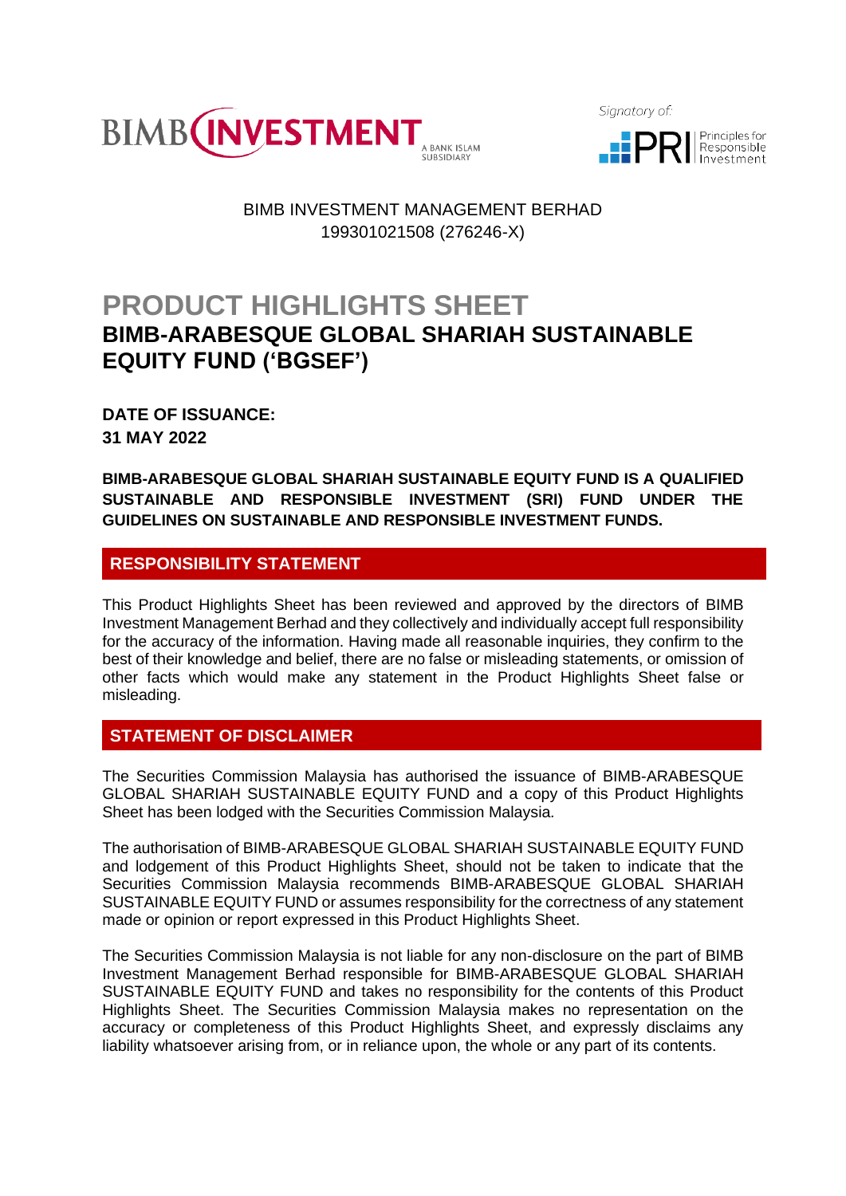BIMB INVESTMENT MANAGEMENT BERHAD
199301021508 (276246-X)

# PRODUCT HIGHLIGHTS SHEET

## BIMB-ARABESQUE GLOBAL SHARIAH SUSTAINABLE EQUITY FUND ('BGSEF')

**DATE OF ISSUANCE:**
**31 MAY 2022**

**BIMB-ARABESQUE GLOBAL SHARIAH SUSTAINABLE EQUITY FUND IS A QUALIFIED SUSTAINABLE AND RESPONSIBLE INVESTMENT (SRI) FUND UNDER THE GUIDELINES ON SUSTAINABLE AND RESPONSIBLE INVESTMENT FUNDS.**

## RESPONSIBILITY STATEMENT

This Product Highlights Sheet has been reviewed and approved by the directors of BIMB Investment Management Berhad and they collectively and individually accept full responsibility for the accuracy of the information. Having made all reasonable inquiries, they confirm to the best of their knowledge and belief, there are no false or misleading statements, or omission of other facts which would make any statement in the Product Highlights Sheet false or misleading.

## STATEMENT OF DISCLAIMER

The Securities Commission Malaysia has authorised the issuance of BIMB-ARABESQUE GLOBAL SHARIAH SUSTAINABLE EQUITY FUND and a copy of this Product Highlights Sheet has been lodged with the Securities Commission Malaysia.

The authorisation of BIMB-ARABESQUE GLOBAL SHARIAH SUSTAINABLE EQUITY FUND and lodgement of this Product Highlights Sheet, should not be taken to indicate that the Securities Commission Malaysia recommends BIMB-ARABESQUE GLOBAL SHARIAH SUSTAINABLE EQUITY FUND or assumes responsibility for the correctness of any statement made or opinion or report expressed in this Product Highlights Sheet.

The Securities Commission Malaysia is not liable for any non-disclosure on the part of BIMB Investment Management Berhad responsible for BIMB-ARABESQUE GLOBAL SHARIAH SUSTAINABLE EQUITY FUND and takes no responsibility for the contents of this Product Highlights Sheet. The Securities Commission Malaysia makes no representation on the accuracy or completeness of this Product Highlights Sheet, and expressly disclaims any liability whatsoever arising from, or in reliance upon, the whole or any part of its contents.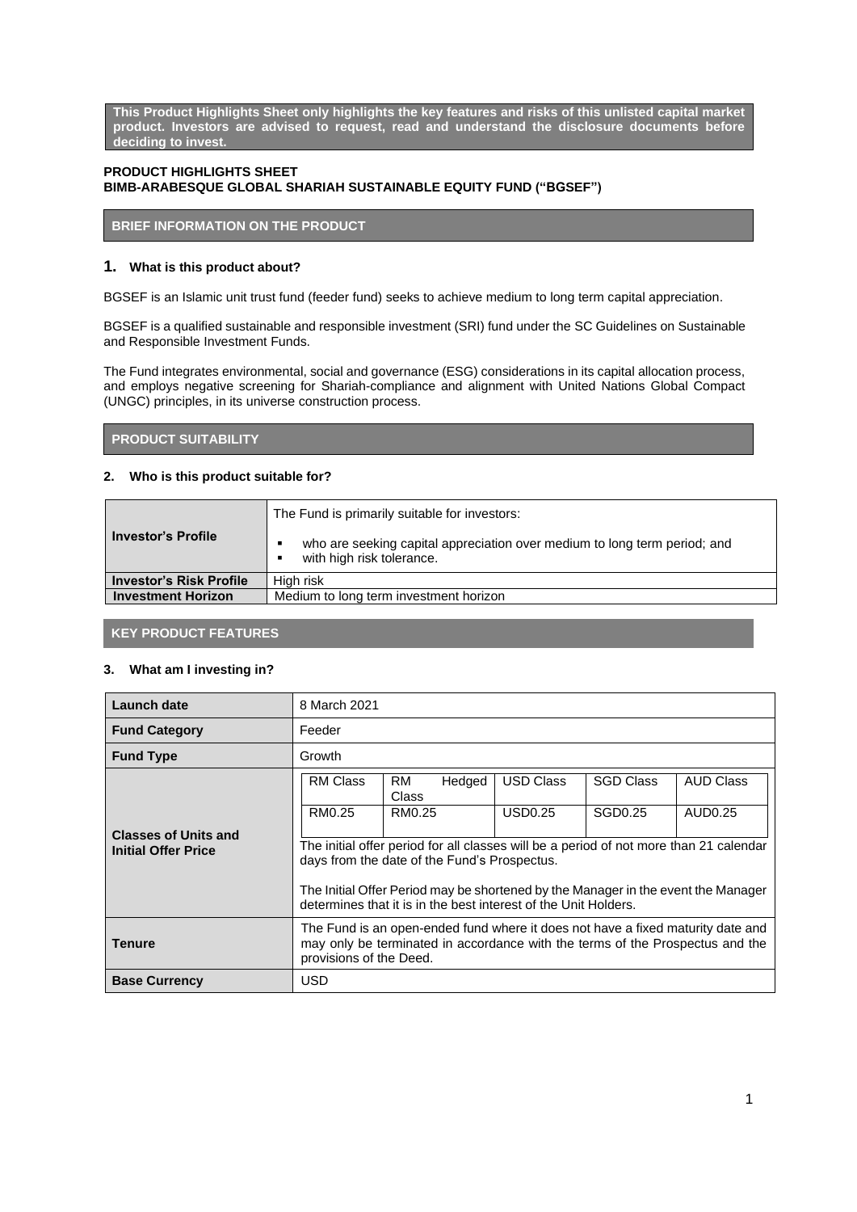**This Product Highlights Sheet only highlights the key features and risks of this unlisted capital market product. Investors are advised to request, read and understand the disclosure documents before deciding to invest.**

**PRODUCT HIGHLIGHTS SHEET**
**BIMB-ARABESQUE GLOBAL SHARIAH SUSTAINABLE EQUITY FUND ("BGSEF")**

## BRIEF INFORMATION ON THE PRODUCT

### 1. What is this product about?

BGSEF is an Islamic unit trust fund (feeder fund) seeks to achieve medium to long term capital appreciation.

BGSEF is a qualified sustainable and responsible investment (SRI) fund under the SC Guidelines on Sustainable and Responsible Investment Funds.

The Fund integrates environmental, social and governance (ESG) considerations in its capital allocation process, and employs negative screening for Shariah-compliance and alignment with United Nations Global Compact (UNGC) principles, in its universe construction process.

## PRODUCT SUITABILITY

### 2. Who is this product suitable for?

| | |
|---|---|
| **Investor's Profile** | The Fund is primarily suitable for investors:<br>▪ who are seeking capital appreciation over medium to long term period; and<br>▪ with high risk tolerance. |
| **Investor's Risk Profile** | High risk |
| **Investment Horizon** | Medium to long term investment horizon |

## KEY PRODUCT FEATURES

### 3. What am I investing in?

| | |
|---|---|
| **Launch date** | 8 March 2021 |
| **Fund Category** | Feeder |
| **Fund Type** | Growth |
| **Classes of Units and Initial Offer Price** | RM Class: RM0.25; RM Hedged Class: RM0.25; USD Class: USD0.25; SGD Class: SGD0.25; AUD Class: AUD0.25<br><br>The initial offer period for all classes will be a period of not more than 21 calendar days from the date of the Fund's Prospectus.<br><br>The Initial Offer Period may be shortened by the Manager in the event the Manager determines that it is in the best interest of the Unit Holders. |
| **Tenure** | The Fund is an open-ended fund where it does not have a fixed maturity date and may only be terminated in accordance with the terms of the Prospectus and the provisions of the Deed. |
| **Base Currency** | USD |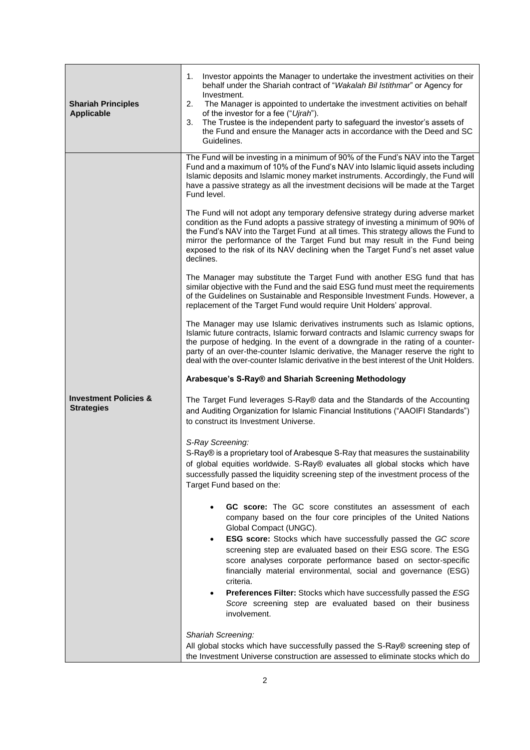| | |
|---|---|
| **Shariah Principles Applicable** | 1. Investor appoints the Manager to undertake the investment activities on their behalf under the Shariah contract of "*Wakalah Bil Istithmar*" or Agency for Investment.<br>2. The Manager is appointed to undertake the investment activities on behalf of the investor for a fee ("*Ujrah*").<br>3. The Trustee is the independent party to safeguard the investor's assets of the Fund and ensure the Manager acts in accordance with the Deed and SC Guidelines. |
| **Investment Policies & Strategies** | The Fund will be investing in a minimum of 90% of the Fund's NAV into the Target Fund and a maximum of 10% of the Fund's NAV into Islamic liquid assets including Islamic deposits and Islamic money market instruments. Accordingly, the Fund will have a passive strategy as all the investment decisions will be made at the Target Fund level.<br><br>The Fund will not adopt any temporary defensive strategy during adverse market condition as the Fund adopts a passive strategy of investing a minimum of 90% of the Fund's NAV into the Target Fund at all times. This strategy allows the Fund to mirror the performance of the Target Fund but may result in the Fund being exposed to the risk of its NAV declining when the Target Fund's net asset value declines.<br><br>The Manager may substitute the Target Fund with another ESG fund that has similar objective with the Fund and the said ESG fund must meet the requirements of the Guidelines on Sustainable and Responsible Investment Funds. However, a replacement of the Target Fund would require Unit Holders' approval.<br><br>The Manager may use Islamic derivatives instruments such as Islamic options, Islamic future contracts, Islamic forward contracts and Islamic currency swaps for the purpose of hedging. In the event of a downgrade in the rating of a counter-party of an over-the-counter Islamic derivative, the Manager reserve the right to deal with the over-counter Islamic derivative in the best interest of the Unit Holders.<br><br>**Arabesque's S-Ray® and Shariah Screening Methodology**<br><br>The Target Fund leverages S-Ray® data and the Standards of the Accounting and Auditing Organization for Islamic Financial Institutions ("AAOIFI Standards") to construct its Investment Universe.<br><br>*S-Ray Screening:*<br>S-Ray® is a proprietary tool of Arabesque S-Ray that measures the sustainability of global equities worldwide. S-Ray® evaluates all global stocks which have successfully passed the liquidity screening step of the investment process of the Target Fund based on the:<br><br>• **GC score:** The GC score constitutes an assessment of each company based on the four core principles of the United Nations Global Compact (UNGC).<br>• **ESG score:** Stocks which have successfully passed the *GC score* screening step are evaluated based on their ESG score. The ESG score analyses corporate performance based on sector-specific financially material environmental, social and governance (ESG) criteria.<br>• **Preferences Filter:** Stocks which have successfully passed the *ESG Score* screening step are evaluated based on their business involvement.<br><br>*Shariah Screening:*<br>All global stocks which have successfully passed the S-Ray® screening step of the Investment Universe construction are assessed to eliminate stocks which do |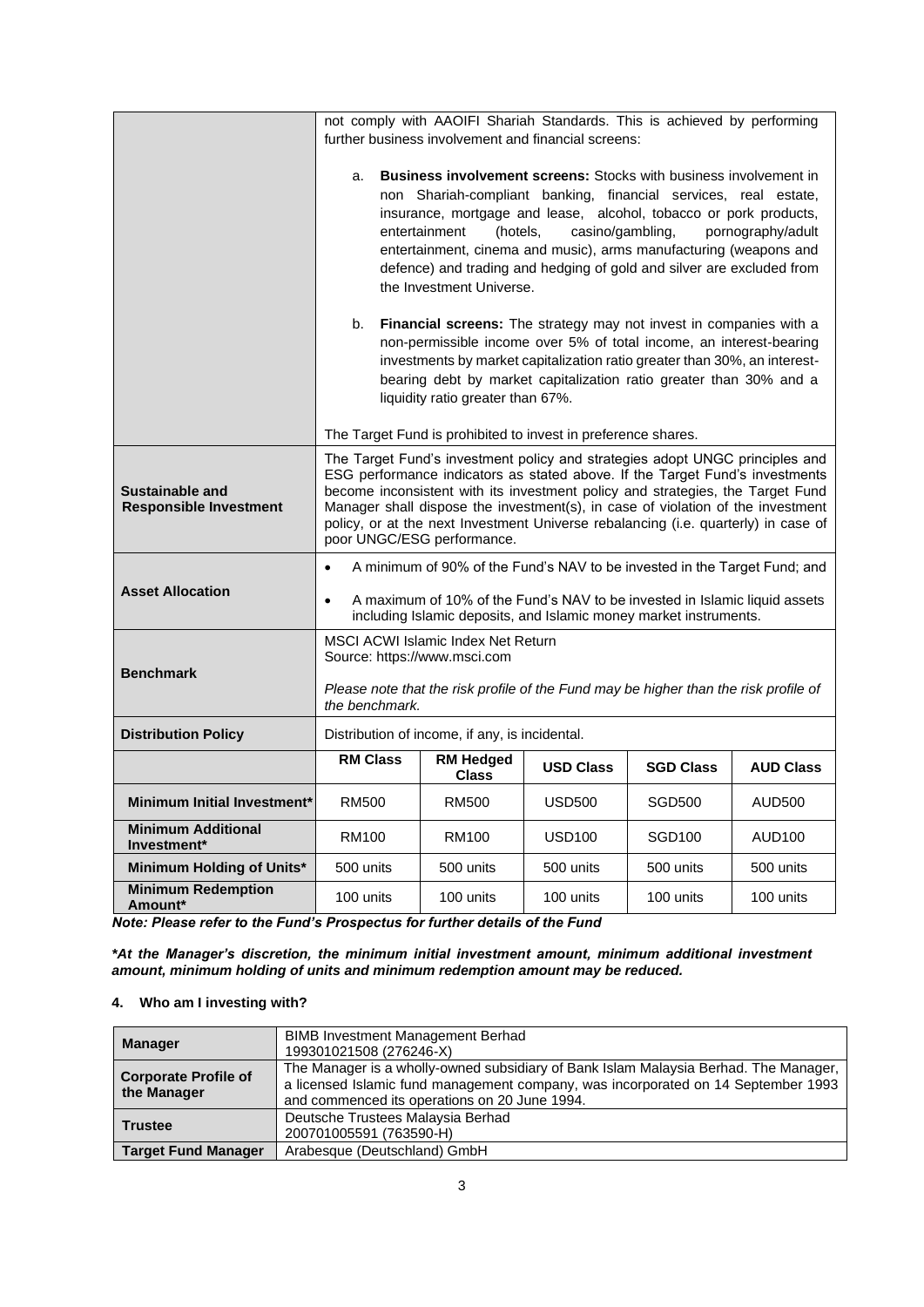| | |
|---|---|
| | not comply with AAOIFI Shariah Standards. This is achieved by performing further business involvement and financial screens:<br><br>a. **Business involvement screens:** Stocks with business involvement in non Shariah-compliant banking, financial services, real estate, insurance, mortgage and lease, alcohol, tobacco or pork products, entertainment (hotels, casino/gambling, pornography/adult entertainment, cinema and music), arms manufacturing (weapons and defence) and trading and hedging of gold and silver are excluded from the Investment Universe.<br><br>b. **Financial screens:** The strategy may not invest in companies with a non-permissible income over 5% of total income, an interest-bearing investments by market capitalization ratio greater than 30%, an interest-bearing debt by market capitalization ratio greater than 30% and a liquidity ratio greater than 67%.<br><br>The Target Fund is prohibited to invest in preference shares. |
| **Sustainable and Responsible Investment** | The Target Fund's investment policy and strategies adopt UNGC principles and ESG performance indicators as stated above. If the Target Fund's investments become inconsistent with its investment policy and strategies, the Target Fund Manager shall dispose the investment(s), in case of violation of the investment policy, or at the next Investment Universe rebalancing (i.e. quarterly) in case of poor UNGC/ESG performance. |
| **Asset Allocation** | • A minimum of 90% of the Fund's NAV to be invested in the Target Fund; and<br>• A maximum of 10% of the Fund's NAV to be invested in Islamic liquid assets including Islamic deposits, and Islamic money market instruments. |
| **Benchmark** | MSCI ACWI Islamic Index Net Return<br>Source: https://www.msci.com<br><br>*Please note that the risk profile of the Fund may be higher than the risk profile of the benchmark.* |
| **Distribution Policy** | Distribution of income, if any, is incidental. |

| | RM Class | RM Hedged Class | USD Class | SGD Class | AUD Class |
|---|---|---|---|---|---|
| **Minimum Initial Investment*** | RM500 | RM500 | USD500 | SGD500 | AUD500 |
| **Minimum Additional Investment*** | RM100 | RM100 | USD100 | SGD100 | AUD100 |
| **Minimum Holding of Units*** | 500 units | 500 units | 500 units | 500 units | 500 units |
| **Minimum Redemption Amount*** | 100 units | 100 units | 100 units | 100 units | 100 units |

***Note: Please refer to the Fund's Prospectus for further details of the Fund***

****At the Manager's discretion, the minimum initial investment amount, minimum additional investment amount, minimum holding of units and minimum redemption amount may be reduced.***

## 4. Who am I investing with?

| | |
|---|---|
| **Manager** | BIMB Investment Management Berhad<br>199301021508 (276246-X) |
| **Corporate Profile of the Manager** | The Manager is a wholly-owned subsidiary of Bank Islam Malaysia Berhad. The Manager, a licensed Islamic fund management company, was incorporated on 14 September 1993 and commenced its operations on 20 June 1994. |
| **Trustee** | Deutsche Trustees Malaysia Berhad<br>200701005591 (763590-H) |
| **Target Fund Manager** | Arabesque (Deutschland) GmbH |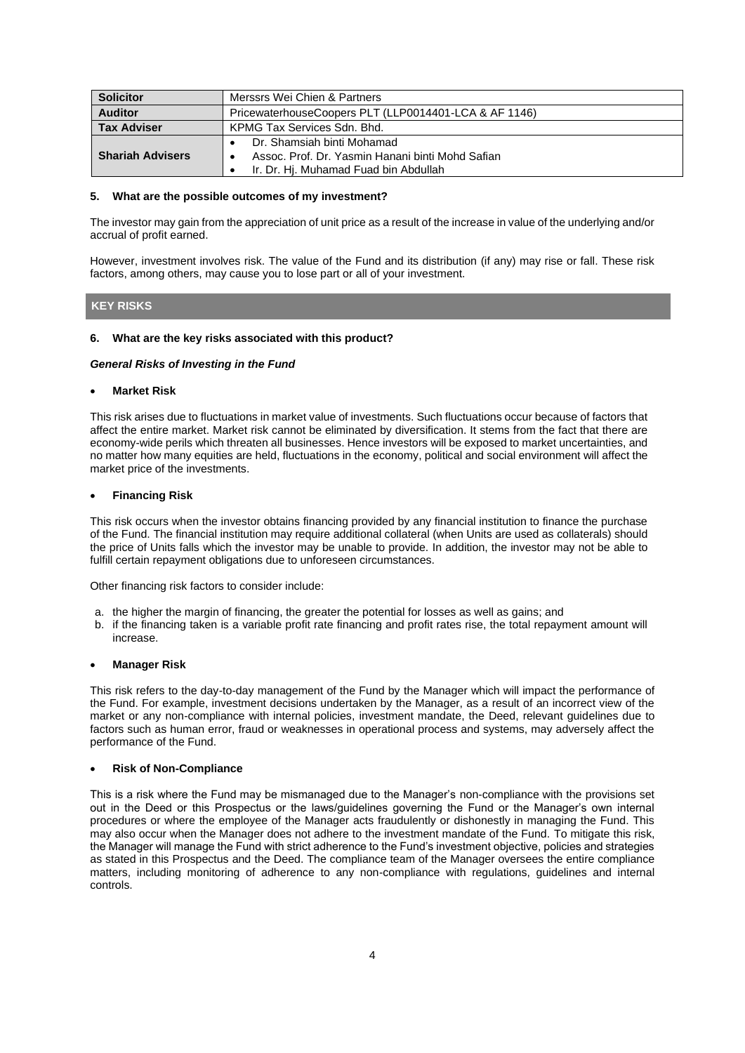| Solicitor | Merssrs Wei Chien & Partners |
| --- | --- |
| Auditor | PricewaterhouseCoopers PLT (LLP0014401-LCA & AF 1146) |
| Tax Adviser | KPMG Tax Services Sdn. Bhd. |
| Shariah Advisers | • Dr. Shamsiah binti Mohamad<br>• Assoc. Prof. Dr. Yasmin Hanani binti Mohd Safian<br>• Ir. Dr. Hj. Muhamad Fuad bin Abdullah |

### 5. What are the possible outcomes of my investment?

The investor may gain from the appreciation of unit price as a result of the increase in value of the underlying and/or accrual of profit earned.

However, investment involves risk. The value of the Fund and its distribution (if any) may rise or fall. These risk factors, among others, may cause you to lose part or all of your investment.

## KEY RISKS

### 6. What are the key risks associated with this product?

***General Risks of Investing in the Fund***

- **Market Risk**

This risk arises due to fluctuations in market value of investments. Such fluctuations occur because of factors that affect the entire market. Market risk cannot be eliminated by diversification. It stems from the fact that there are economy-wide perils which threaten all businesses. Hence investors will be exposed to market uncertainties, and no matter how many equities are held, fluctuations in the economy, political and social environment will affect the market price of the investments.

- **Financing Risk**

This risk occurs when the investor obtains financing provided by any financial institution to finance the purchase of the Fund. The financial institution may require additional collateral (when Units are used as collaterals) should the price of Units falls which the investor may be unable to provide. In addition, the investor may not be able to fulfill certain repayment obligations due to unforeseen circumstances.

Other financing risk factors to consider include:

a. the higher the margin of financing, the greater the potential for losses as well as gains; and
b. if the financing taken is a variable profit rate financing and profit rates rise, the total repayment amount will increase.

- **Manager Risk**

This risk refers to the day-to-day management of the Fund by the Manager which will impact the performance of the Fund. For example, investment decisions undertaken by the Manager, as a result of an incorrect view of the market or any non-compliance with internal policies, investment mandate, the Deed, relevant guidelines due to factors such as human error, fraud or weaknesses in operational process and systems, may adversely affect the performance of the Fund.

- **Risk of Non-Compliance**

This is a risk where the Fund may be mismanaged due to the Manager's non-compliance with the provisions set out in the Deed or this Prospectus or the laws/guidelines governing the Fund or the Manager's own internal procedures or where the employee of the Manager acts fraudulently or dishonestly in managing the Fund. This may also occur when the Manager does not adhere to the investment mandate of the Fund. To mitigate this risk, the Manager will manage the Fund with strict adherence to the Fund's investment objective, policies and strategies as stated in this Prospectus and the Deed. The compliance team of the Manager oversees the entire compliance matters, including monitoring of adherence to any non-compliance with regulations, guidelines and internal controls.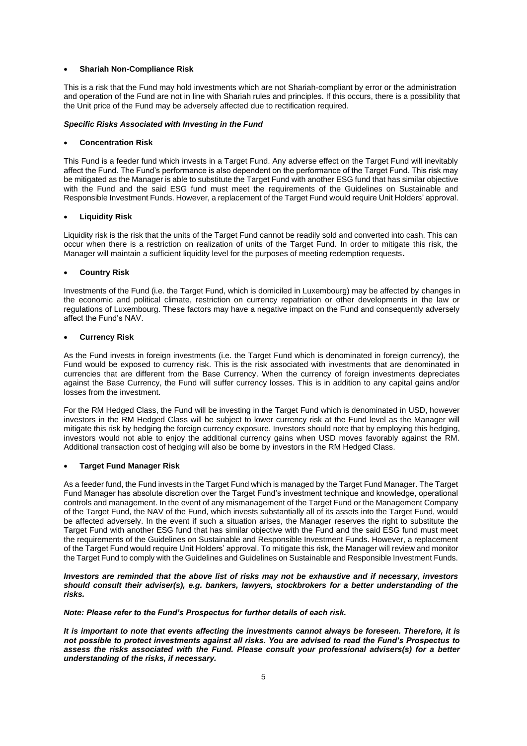- **Shariah Non-Compliance Risk**

This is a risk that the Fund may hold investments which are not Shariah-compliant by error or the administration and operation of the Fund are not in line with Shariah rules and principles. If this occurs, there is a possibility that the Unit price of the Fund may be adversely affected due to rectification required.

***Specific Risks Associated with Investing in the Fund***

- **Concentration Risk**

This Fund is a feeder fund which invests in a Target Fund. Any adverse effect on the Target Fund will inevitably affect the Fund. The Fund's performance is also dependent on the performance of the Target Fund. This risk may be mitigated as the Manager is able to substitute the Target Fund with another ESG fund that has similar objective with the Fund and the said ESG fund must meet the requirements of the Guidelines on Sustainable and Responsible Investment Funds. However, a replacement of the Target Fund would require Unit Holders' approval.

- **Liquidity Risk**

Liquidity risk is the risk that the units of the Target Fund cannot be readily sold and converted into cash. This can occur when there is a restriction on realization of units of the Target Fund. In order to mitigate this risk, the Manager will maintain a sufficient liquidity level for the purposes of meeting redemption requests**.**

- **Country Risk**

Investments of the Fund (i.e. the Target Fund, which is domiciled in Luxembourg) may be affected by changes in the economic and political climate, restriction on currency repatriation or other developments in the law or regulations of Luxembourg. These factors may have a negative impact on the Fund and consequently adversely affect the Fund's NAV.

- **Currency Risk**

As the Fund invests in foreign investments (i.e. the Target Fund which is denominated in foreign currency), the Fund would be exposed to currency risk. This is the risk associated with investments that are denominated in currencies that are different from the Base Currency. When the currency of foreign investments depreciates against the Base Currency, the Fund will suffer currency losses. This is in addition to any capital gains and/or losses from the investment.

For the RM Hedged Class, the Fund will be investing in the Target Fund which is denominated in USD, however investors in the RM Hedged Class will be subject to lower currency risk at the Fund level as the Manager will mitigate this risk by hedging the foreign currency exposure. Investors should note that by employing this hedging, investors would not able to enjoy the additional currency gains when USD moves favorably against the RM. Additional transaction cost of hedging will also be borne by investors in the RM Hedged Class.

- **Target Fund Manager Risk**

As a feeder fund, the Fund invests in the Target Fund which is managed by the Target Fund Manager. The Target Fund Manager has absolute discretion over the Target Fund's investment technique and knowledge, operational controls and management. In the event of any mismanagement of the Target Fund or the Management Company of the Target Fund, the NAV of the Fund, which invests substantially all of its assets into the Target Fund, would be affected adversely. In the event if such a situation arises, the Manager reserves the right to substitute the Target Fund with another ESG fund that has similar objective with the Fund and the said ESG fund must meet the requirements of the Guidelines on Sustainable and Responsible Investment Funds. However, a replacement of the Target Fund would require Unit Holders' approval. To mitigate this risk, the Manager will review and monitor the Target Fund to comply with the Guidelines and Guidelines on Sustainable and Responsible Investment Funds.

***Investors are reminded that the above list of risks may not be exhaustive and if necessary, investors should consult their adviser(s), e.g. bankers, lawyers, stockbrokers for a better understanding of the risks.***

***Note: Please refer to the Fund's Prospectus for further details of each risk.***

***It is important to note that events affecting the investments cannot always be foreseen. Therefore, it is not possible to protect investments against all risks. You are advised to read the Fund's Prospectus to assess the risks associated with the Fund. Please consult your professional advisers(s) for a better understanding of the risks, if necessary.***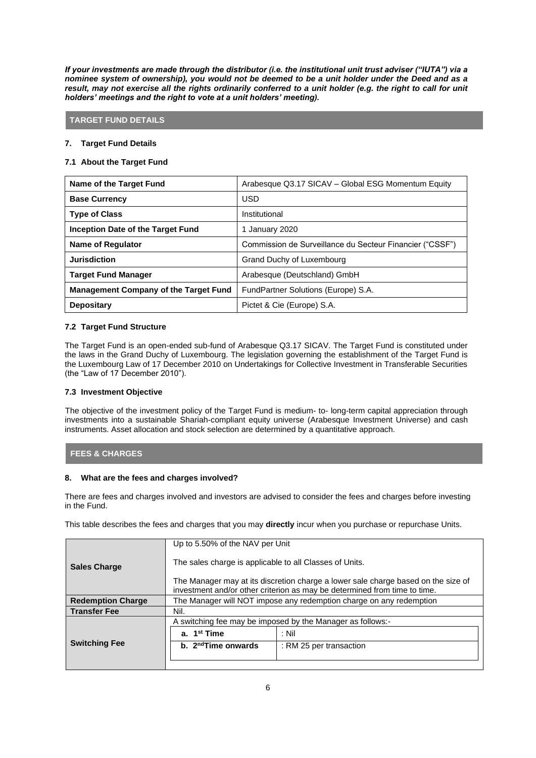***If your investments are made through the distributor (i.e. the institutional unit trust adviser ("IUTA") via a nominee system of ownership), you would not be deemed to be a unit holder under the Deed and as a result, may not exercise all the rights ordinarily conferred to a unit holder (e.g. the right to call for unit holders' meetings and the right to vote at a unit holders' meeting).***

## TARGET FUND DETAILS

### 7. Target Fund Details

#### 7.1 About the Target Fund

| Name of the Target Fund | Arabesque Q3.17 SICAV – Global ESG Momentum Equity |
|---|---|
| **Base Currency** | USD |
| **Type of Class** | Institutional |
| **Inception Date of the Target Fund** | 1 January 2020 |
| **Name of Regulator** | Commission de Surveillance du Secteur Financier ("CSSF") |
| **Jurisdiction** | Grand Duchy of Luxembourg |
| **Target Fund Manager** | Arabesque (Deutschland) GmbH |
| **Management Company of the Target Fund** | FundPartner Solutions (Europe) S.A. |
| **Depositary** | Pictet & Cie (Europe) S.A. |

#### 7.2 Target Fund Structure

The Target Fund is an open-ended sub-fund of Arabesque Q3.17 SICAV. The Target Fund is constituted under the laws in the Grand Duchy of Luxembourg. The legislation governing the establishment of the Target Fund is the Luxembourg Law of 17 December 2010 on Undertakings for Collective Investment in Transferable Securities (the "Law of 17 December 2010").

#### 7.3 Investment Objective

The objective of the investment policy of the Target Fund is medium- to- long-term capital appreciation through investments into a sustainable Shariah-compliant equity universe (Arabesque Investment Universe) and cash instruments. Asset allocation and stock selection are determined by a quantitative approach.

## FEES & CHARGES

### 8. What are the fees and charges involved?

There are fees and charges involved and investors are advised to consider the fees and charges before investing in the Fund.

This table describes the fees and charges that you may **directly** incur when you purchase or repurchase Units.

| | |
|---|---|
| **Sales Charge** | Up to 5.50% of the NAV per Unit<br><br>The sales charge is applicable to all Classes of Units.<br><br>The Manager may at its discretion charge a lower sale charge based on the size of investment and/or other criterion as may be determined from time to time. |
| **Redemption Charge** | The Manager will NOT impose any redemption charge on any redemption |
| **Transfer Fee** | Nil. |
| **Switching Fee** | A switching fee may be imposed by the Manager as follows:-<br>**a. 1st Time** : Nil<br>**b. 2nd Time onwards** : RM 25 per transaction |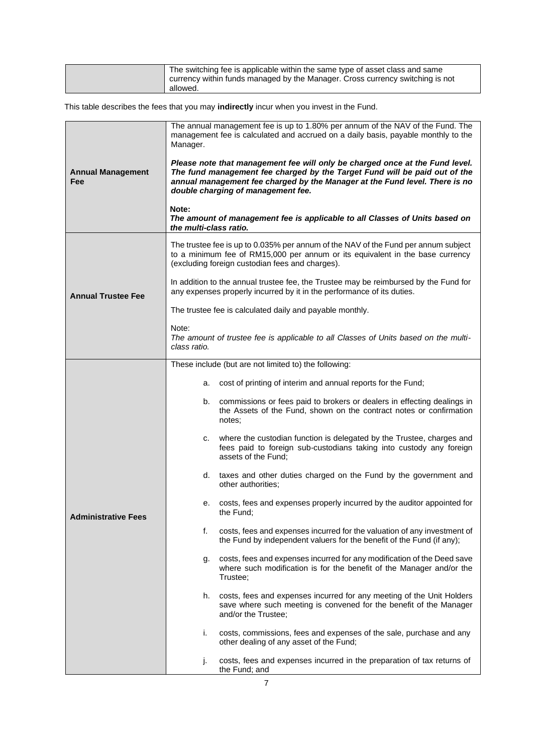| | The switching fee is applicable within the same type of asset class and same currency within funds managed by the Manager. Cross currency switching is not allowed. |
|---|---|

This table describes the fees that you may **indirectly** incur when you invest in the Fund.

| | |
|---|---|
| **Annual Management Fee** | The annual management fee is up to 1.80% per annum of the NAV of the Fund. The management fee is calculated and accrued on a daily basis, payable monthly to the Manager.<br><br>***Please note that management fee will only be charged once at the Fund level. The fund management fee charged by the Target Fund will be paid out of the annual management fee charged by the Manager at the Fund level. There is no double charging of management fee.***<br><br>**Note:**<br>***The amount of management fee is applicable to all Classes of Units based on the multi-class ratio.*** |
| **Annual Trustee Fee** | The trustee fee is up to 0.035% per annum of the NAV of the Fund per annum subject to a minimum fee of RM15,000 per annum or its equivalent in the base currency (excluding foreign custodian fees and charges).<br><br>In addition to the annual trustee fee, the Trustee may be reimbursed by the Fund for any expenses properly incurred by it in the performance of its duties.<br><br>The trustee fee is calculated daily and payable monthly.<br><br>Note:<br>*The amount of trustee fee is applicable to all Classes of Units based on the multi-class ratio.* |
| **Administrative Fees** | These include (but are not limited to) the following:<br><br>a. cost of printing of interim and annual reports for the Fund;<br><br>b. commissions or fees paid to brokers or dealers in effecting dealings in the Assets of the Fund, shown on the contract notes or confirmation notes;<br><br>c. where the custodian function is delegated by the Trustee, charges and fees paid to foreign sub-custodians taking into custody any foreign assets of the Fund;<br><br>d. taxes and other duties charged on the Fund by the government and other authorities;<br><br>e. costs, fees and expenses properly incurred by the auditor appointed for the Fund;<br><br>f. costs, fees and expenses incurred for the valuation of any investment of the Fund by independent valuers for the benefit of the Fund (if any);<br><br>g. costs, fees and expenses incurred for any modification of the Deed save where such modification is for the benefit of the Manager and/or the Trustee;<br><br>h. costs, fees and expenses incurred for any meeting of the Unit Holders save where such meeting is convened for the benefit of the Manager and/or the Trustee;<br><br>i. costs, commissions, fees and expenses of the sale, purchase and any other dealing of any asset of the Fund;<br><br>j. costs, fees and expenses incurred in the preparation of tax returns of the Fund; and |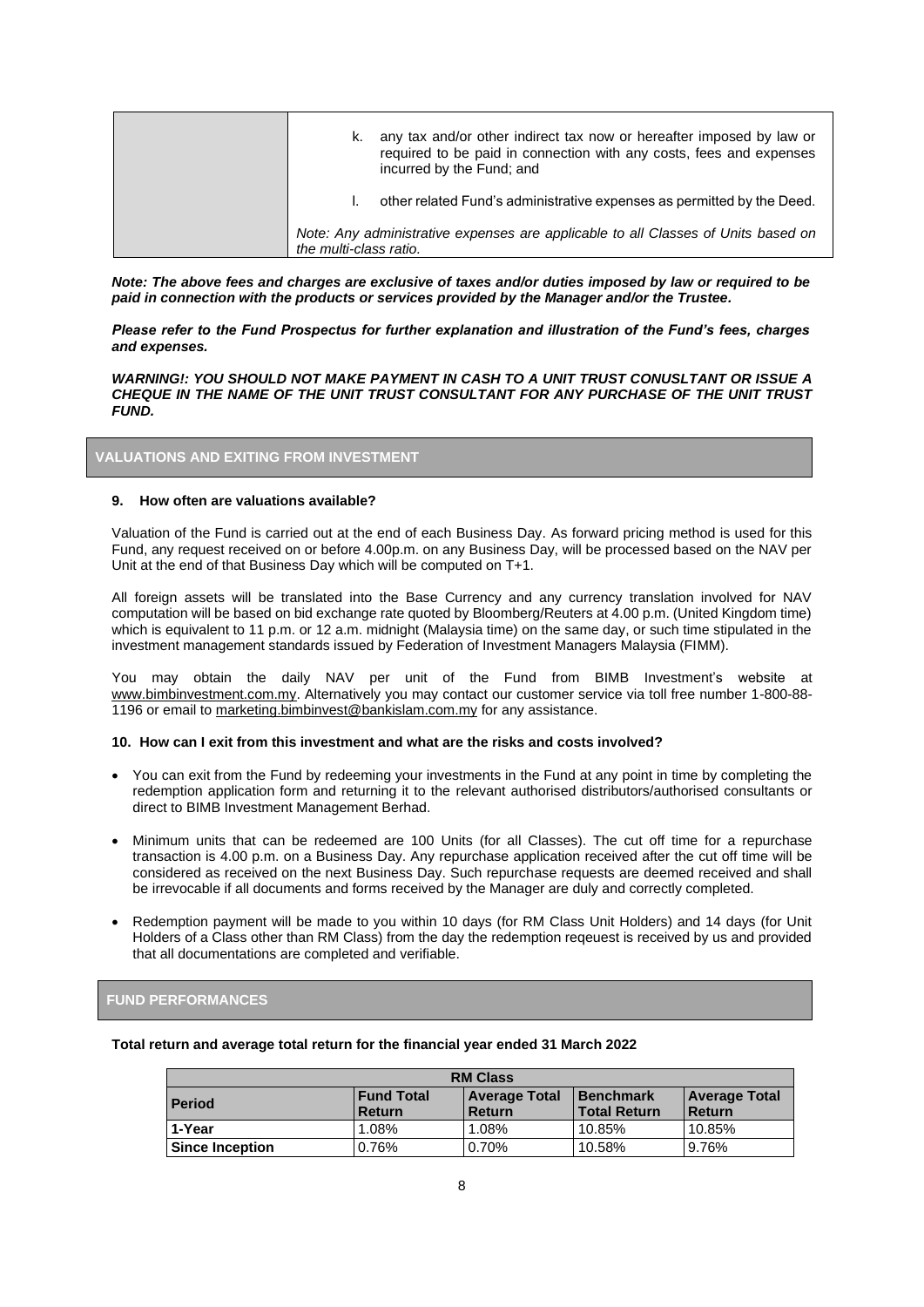| | k. any tax and/or other indirect tax now or hereafter imposed by law or required to be paid in connection with any costs, fees and expenses incurred by the Fund; and<br><br>l. other related Fund's administrative expenses as permitted by the Deed.<br><br>*Note: Any administrative expenses are applicable to all Classes of Units based on the multi-class ratio.* |
|---|---|

***Note: The above fees and charges are exclusive of taxes and/or duties imposed by law or required to be paid in connection with the products or services provided by the Manager and/or the Trustee.***

***Please refer to the Fund Prospectus for further explanation and illustration of the Fund's fees, charges and expenses.***

***WARNING!: YOU SHOULD NOT MAKE PAYMENT IN CASH TO A UNIT TRUST CONUSLTANT OR ISSUE A CHEQUE IN THE NAME OF THE UNIT TRUST CONSULTANT FOR ANY PURCHASE OF THE UNIT TRUST FUND.***

## VALUATIONS AND EXITING FROM INVESTMENT

### 9. How often are valuations available?

Valuation of the Fund is carried out at the end of each Business Day. As forward pricing method is used for this Fund, any request received on or before 4.00p.m. on any Business Day, will be processed based on the NAV per Unit at the end of that Business Day which will be computed on T+1.

All foreign assets will be translated into the Base Currency and any currency translation involved for NAV computation will be based on bid exchange rate quoted by Bloomberg/Reuters at 4.00 p.m. (United Kingdom time) which is equivalent to 11 p.m. or 12 a.m. midnight (Malaysia time) on the same day, or such time stipulated in the investment management standards issued by Federation of Investment Managers Malaysia (FIMM).

You may obtain the daily NAV per unit of the Fund from BIMB Investment's website at www.bimbinvestment.com.my. Alternatively you may contact our customer service via toll free number 1-800-88-1196 or email to marketing.bimbinvest@bankislam.com.my for any assistance.

### 10. How can I exit from this investment and what are the risks and costs involved?

- You can exit from the Fund by redeeming your investments in the Fund at any point in time by completing the redemption application form and returning it to the relevant authorised distributors/authorised consultants or direct to BIMB Investment Management Berhad.
- Minimum units that can be redeemed are 100 Units (for all Classes). The cut off time for a repurchase transaction is 4.00 p.m. on a Business Day. Any repurchase application received after the cut off time will be considered as received on the next Business Day. Such repurchase requests are deemed received and shall be irrevocable if all documents and forms received by the Manager are duly and correctly completed.
- Redemption payment will be made to you within 10 days (for RM Class Unit Holders) and 14 days (for Unit Holders of a Class other than RM Class) from the day the redemption reqeuest is received by us and provided that all documentations are completed and verifiable.

## FUND PERFORMANCES

**Total return and average total return for the financial year ended 31 March 2022**

| RM Class | | | | |
|---|---|---|---|---|
| **Period** | **Fund Total Return** | **Average Total Return** | **Benchmark Total Return** | **Average Total Return** |
| **1-Year** | 1.08% | 1.08% | 10.85% | 10.85% |
| **Since Inception** | 0.76% | 0.70% | 10.58% | 9.76% |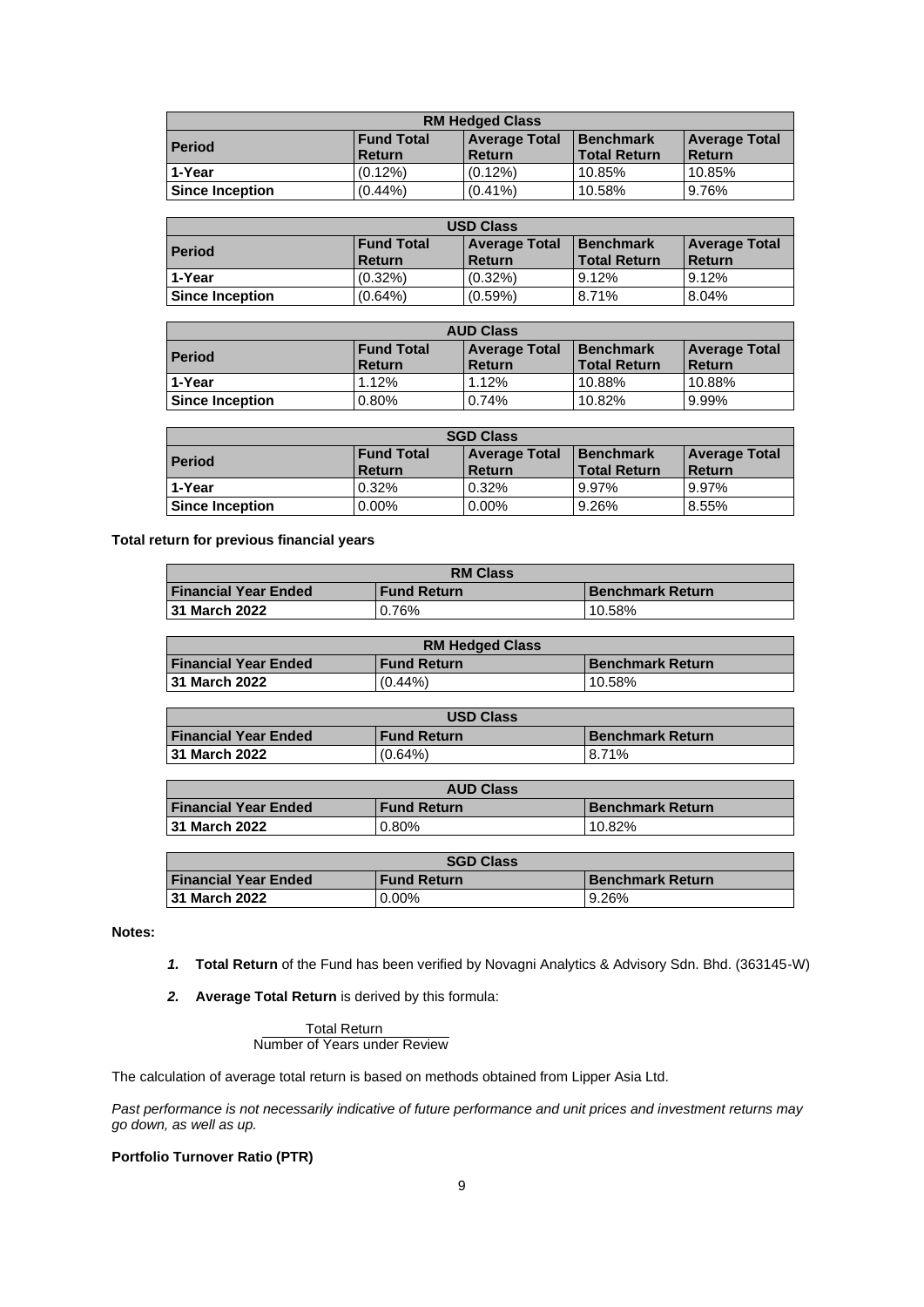| RM Hedged Class | | | | |
|---|---|---|---|---|
| **Period** | **Fund Total Return** | **Average Total Return** | **Benchmark Total Return** | **Average Total Return** |
| **1-Year** | (0.12%) | (0.12%) | 10.85% | 10.85% |
| **Since Inception** | (0.44%) | (0.41%) | 10.58% | 9.76% |

| USD Class | | | | |
|---|---|---|---|---|
| **Period** | **Fund Total Return** | **Average Total Return** | **Benchmark Total Return** | **Average Total Return** |
| **1-Year** | (0.32%) | (0.32%) | 9.12% | 9.12% |
| **Since Inception** | (0.64%) | (0.59%) | 8.71% | 8.04% |

| AUD Class | | | | |
|---|---|---|---|---|
| **Period** | **Fund Total Return** | **Average Total Return** | **Benchmark Total Return** | **Average Total Return** |
| **1-Year** | 1.12% | 1.12% | 10.88% | 10.88% |
| **Since Inception** | 0.80% | 0.74% | 10.82% | 9.99% |

| SGD Class | | | | |
|---|---|---|---|---|
| **Period** | **Fund Total Return** | **Average Total Return** | **Benchmark Total Return** | **Average Total Return** |
| **1-Year** | 0.32% | 0.32% | 9.97% | 9.97% |
| **Since Inception** | 0.00% | 0.00% | 9.26% | 8.55% |

**Total return for previous financial years**

| RM Class | | |
|---|---|---|
| **Financial Year Ended** | **Fund Return** | **Benchmark Return** |
| **31 March 2022** | 0.76% | 10.58% |

| RM Hedged Class | | |
|---|---|---|
| **Financial Year Ended** | **Fund Return** | **Benchmark Return** |
| **31 March 2022** | (0.44%) | 10.58% |

| USD Class | | |
|---|---|---|
| **Financial Year Ended** | **Fund Return** | **Benchmark Return** |
| **31 March 2022** | (0.64%) | 8.71% |

| AUD Class | | |
|---|---|---|
| **Financial Year Ended** | **Fund Return** | **Benchmark Return** |
| **31 March 2022** | 0.80% | 10.82% |

| SGD Class | | |
|---|---|---|
| **Financial Year Ended** | **Fund Return** | **Benchmark Return** |
| **31 March 2022** | 0.00% | 9.26% |

**Notes:**

1. **Total Return** of the Fund has been verified by Novagni Analytics & Advisory Sdn. Bhd. (363145-W)
2. **Average Total Return** is derived by this formula:

$$\frac{\text{Total Return}}{\text{Number of Years under Review}}$$

The calculation of average total return is based on methods obtained from Lipper Asia Ltd.

*Past performance is not necessarily indicative of future performance and unit prices and investment returns may go down, as well as up.*

**Portfolio Turnover Ratio (PTR)**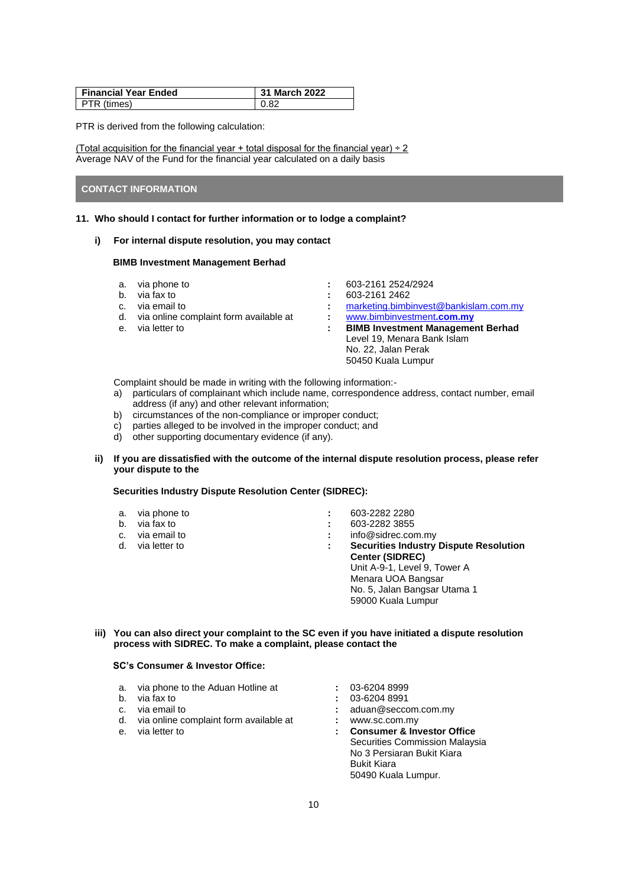| Financial Year Ended | 31 March 2022 |
| --- | --- |
| PTR (times) | 0.82 |

PTR is derived from the following calculation:

$$\frac{(\text{Total acquisition for the financial year} + \text{total disposal for the financial year}) \div 2}{\text{Average NAV of the Fund for the financial year calculated on a daily basis}}$$

## CONTACT INFORMATION

**11. Who should I contact for further information or to lodge a complaint?**

**i) For internal dispute resolution, you may contact**

**BIMB Investment Management Berhad**

a. via phone to : 603-2161 2524/2924
b. via fax to : 603-2161 2462
c. via email to : marketing.bimbinvest@bankislam.com.my
d. via online complaint form available at : www.bimbinvestment.**com.my**
e. via letter to : **BIMB Investment Management Berhad**
Level 19, Menara Bank Islam
No. 22, Jalan Perak
50450 Kuala Lumpur

Complaint should be made in writing with the following information:-

a) particulars of complainant which include name, correspondence address, contact number, email address (if any) and other relevant information;
b) circumstances of the non-compliance or improper conduct;
c) parties alleged to be involved in the improper conduct; and
d) other supporting documentary evidence (if any).

**ii) If you are dissatisfied with the outcome of the internal dispute resolution process, please refer your dispute to the**

**Securities Industry Dispute Resolution Center (SIDREC):**

a. via phone to : 603-2282 2280
b. via fax to : 603-2282 3855
c. via email to : info@sidrec.com.my
d. via letter to : **Securities Industry Dispute Resolution Center (SIDREC)**
Unit A-9-1, Level 9, Tower A
Menara UOA Bangsar
No. 5, Jalan Bangsar Utama 1
59000 Kuala Lumpur

**iii) You can also direct your complaint to the SC even if you have initiated a dispute resolution process with SIDREC. To make a complaint, please contact the**

**SC's Consumer & Investor Office:**

a. via phone to the Aduan Hotline at : 03-6204 8999
b. via fax to : 03-6204 8991
c. via email to : aduan@seccom.com.my
d. via online complaint form available at : www.sc.com.my
e. via letter to : **Consumer & Investor Office**
Securities Commission Malaysia
No 3 Persiaran Bukit Kiara
Bukit Kiara
50490 Kuala Lumpur.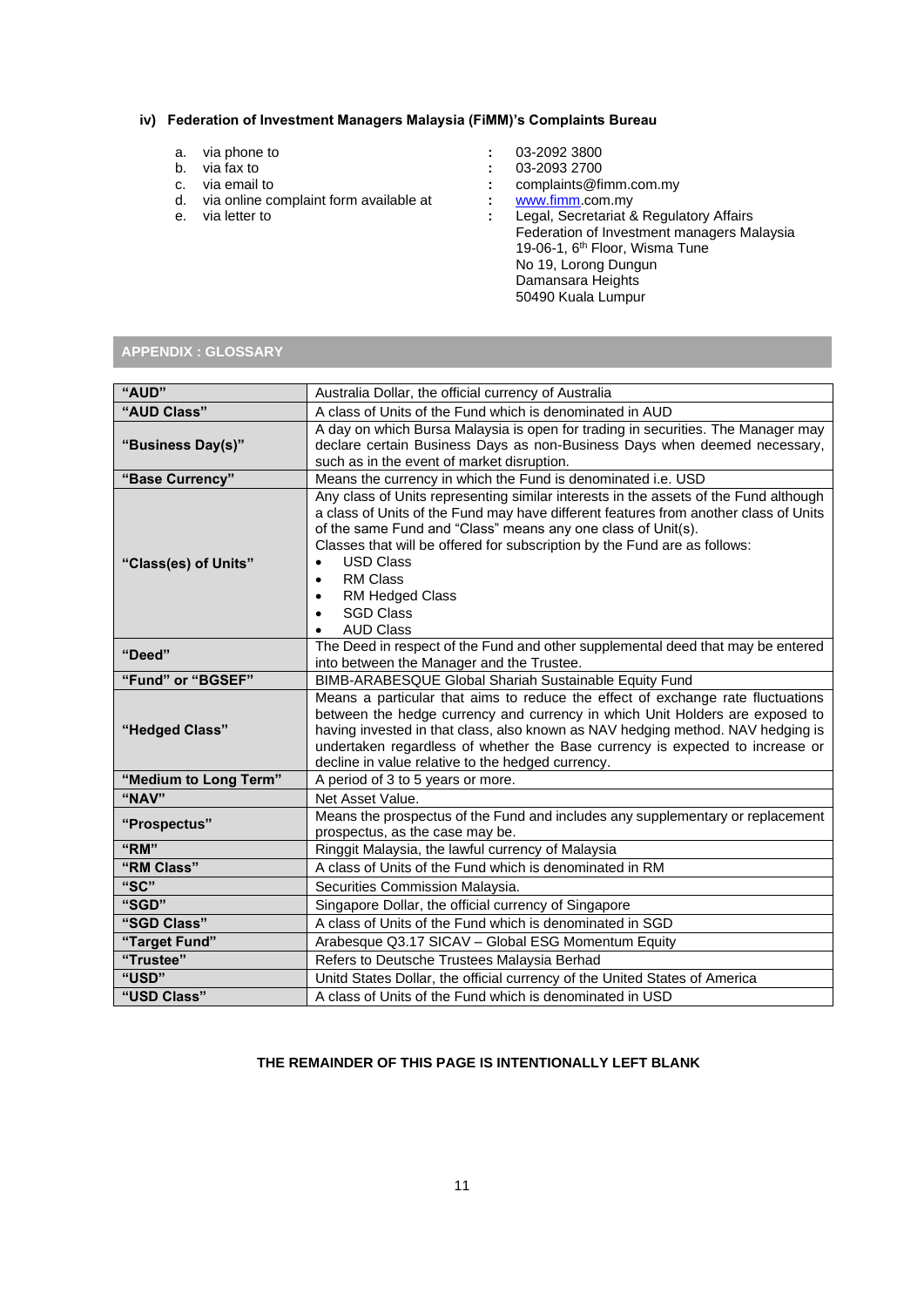#### iv) Federation of Investment Managers Malaysia (FiMM)'s Complaints Bureau

a. via phone to : 03-2092 3800

b. via fax to : 03-2093 2700

c. via email to : complaints@fimm.com.my

d. via online complaint form available at : www.fimm.com.my

e. via letter to : Legal, Secretariat & Regulatory Affairs
Federation of Investment managers Malaysia
19-06-1, 6th Floor, Wisma Tune
No 19, Lorong Dungun
Damansara Heights
50490 Kuala Lumpur

## APPENDIX : GLOSSARY

| | |
|---|---|
| **"AUD"** | Australia Dollar, the official currency of Australia |
| **"AUD Class"** | A class of Units of the Fund which is denominated in AUD |
| **"Business Day(s)"** | A day on which Bursa Malaysia is open for trading in securities. The Manager may declare certain Business Days as non-Business Days when deemed necessary, such as in the event of market disruption. |
| **"Base Currency"** | Means the currency in which the Fund is denominated i.e. USD |
| **"Class(es) of Units"** | Any class of Units representing similar interests in the assets of the Fund although a class of Units of the Fund may have different features from another class of Units of the same Fund and "Class" means any one class of Unit(s). Classes that will be offered for subscription by the Fund are as follows: • USD Class • RM Class • RM Hedged Class • SGD Class • AUD Class |
| **"Deed"** | The Deed in respect of the Fund and other supplemental deed that may be entered into between the Manager and the Trustee. |
| **"Fund" or "BGSEF"** | BIMB-ARABESQUE Global Shariah Sustainable Equity Fund |
| **"Hedged Class"** | Means a particular that aims to reduce the effect of exchange rate fluctuations between the hedge currency and currency in which Unit Holders are exposed to having invested in that class, also known as NAV hedging method. NAV hedging is undertaken regardless of whether the Base currency is expected to increase or decline in value relative to the hedged currency. |
| **"Medium to Long Term"** | A period of 3 to 5 years or more. |
| **"NAV"** | Net Asset Value. |
| **"Prospectus"** | Means the prospectus of the Fund and includes any supplementary or replacement prospectus, as the case may be. |
| **"RM"** | Ringgit Malaysia, the lawful currency of Malaysia |
| **"RM Class"** | A class of Units of the Fund which is denominated in RM |
| **"SC"** | Securities Commission Malaysia. |
| **"SGD"** | Singapore Dollar, the official currency of Singapore |
| **"SGD Class"** | A class of Units of the Fund which is denominated in SGD |
| **"Target Fund"** | Arabesque Q3.17 SICAV – Global ESG Momentum Equity |
| **"Trustee"** | Refers to Deutsche Trustees Malaysia Berhad |
| **"USD"** | Unitd States Dollar, the official currency of the United States of America |
| **"USD Class"** | A class of Units of the Fund which is denominated in USD |

**THE REMAINDER OF THIS PAGE IS INTENTIONALLY LEFT BLANK**